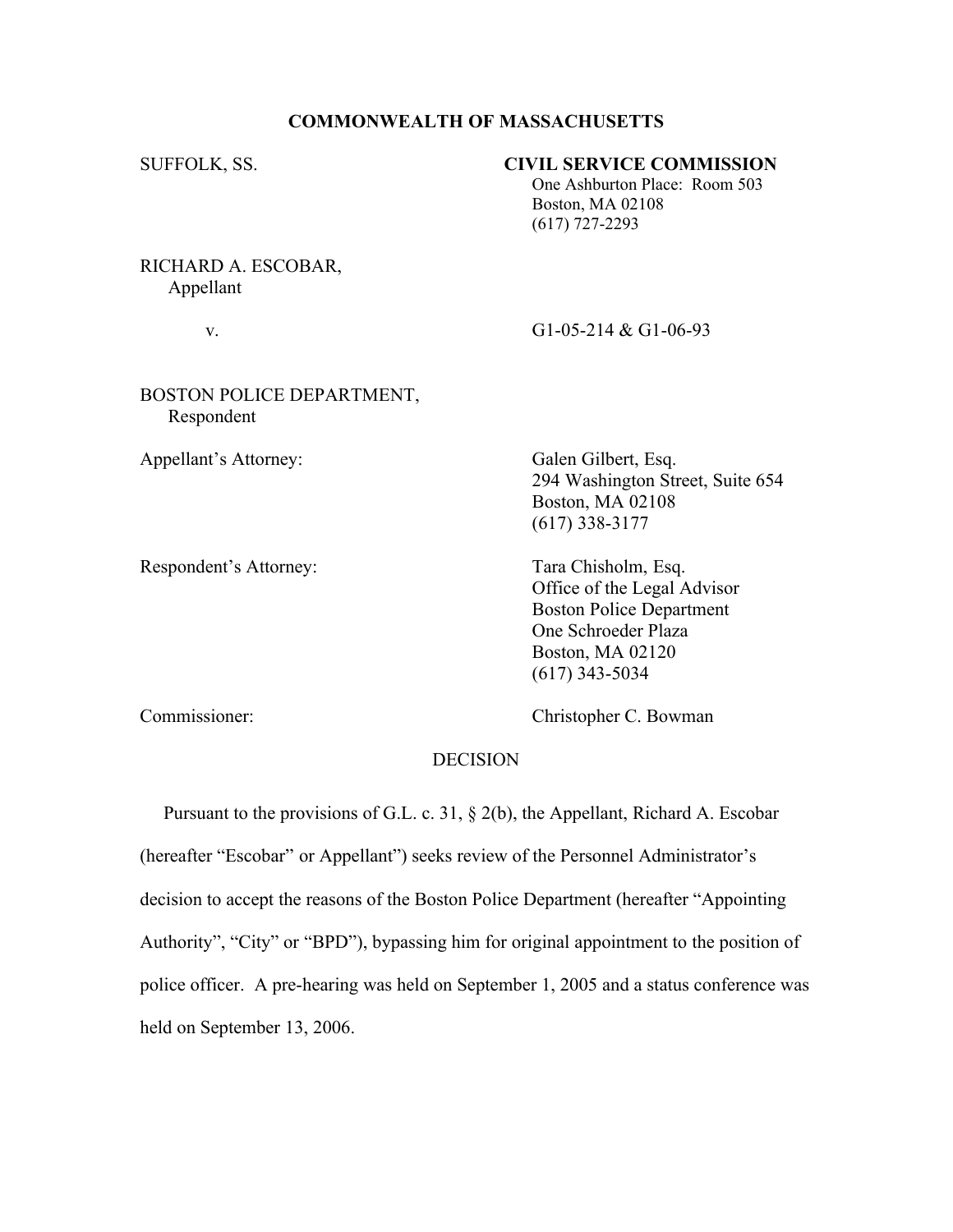**COMMONWEALTH OF MASSACHUSETTS**

SUFFOLK, SS.

**CIVIL SERVICE COMMISSION**
One Ashburton Place: Room 503
Boston, MA 02108
(617) 727-2293

RICHARD A. ESCOBAR,
Appellant

v.

G1-05-214 & G1-06-93

BOSTON POLICE DEPARTMENT,
Respondent

Appellant's Attorney:

Galen Gilbert, Esq.
294 Washington Street, Suite 654
Boston, MA 02108
(617) 338-3177

Respondent's Attorney:

Tara Chisholm, Esq.
Office of the Legal Advisor
Boston Police Department
One Schroeder Plaza
Boston, MA 02120
(617) 343-5034

Commissioner:

Christopher C. Bowman

DECISION

Pursuant to the provisions of G.L. c. 31, § 2(b), the Appellant, Richard A. Escobar (hereafter "Escobar" or Appellant") seeks review of the Personnel Administrator's decision to accept the reasons of the Boston Police Department (hereafter "Appointing Authority", "City" or "BPD"), bypassing him for original appointment to the position of police officer. A pre-hearing was held on September 1, 2005 and a status conference was held on September 13, 2006.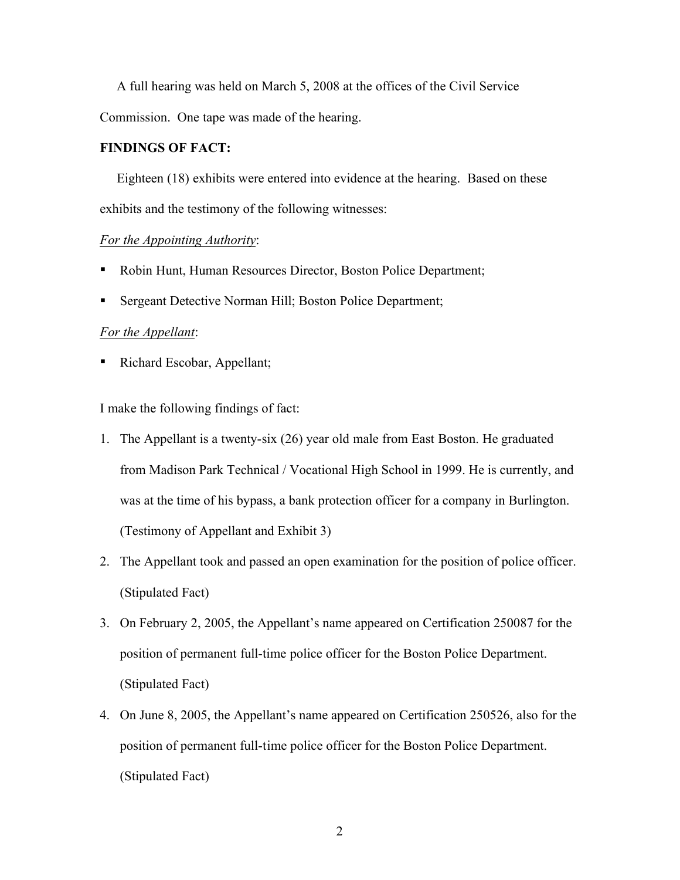A full hearing was held on March 5, 2008 at the offices of the Civil Service Commission. One tape was made of the hearing.

**FINDINGS OF FACT:**

Eighteen (18) exhibits were entered into evidence at the hearing. Based on these exhibits and the testimony of the following witnesses:

*For the Appointing Authority*:

- Robin Hunt, Human Resources Director, Boston Police Department;
- Sergeant Detective Norman Hill; Boston Police Department;

*For the Appellant*:

- Richard Escobar, Appellant;

I make the following findings of fact:

1. The Appellant is a twenty-six (26) year old male from East Boston. He graduated from Madison Park Technical / Vocational High School in 1999. He is currently, and was at the time of his bypass, a bank protection officer for a company in Burlington. (Testimony of Appellant and Exhibit 3)
2. The Appellant took and passed an open examination for the position of police officer. (Stipulated Fact)
3. On February 2, 2005, the Appellant's name appeared on Certification 250087 for the position of permanent full-time police officer for the Boston Police Department. (Stipulated Fact)
4. On June 8, 2005, the Appellant's name appeared on Certification 250526, also for the position of permanent full-time police officer for the Boston Police Department. (Stipulated Fact)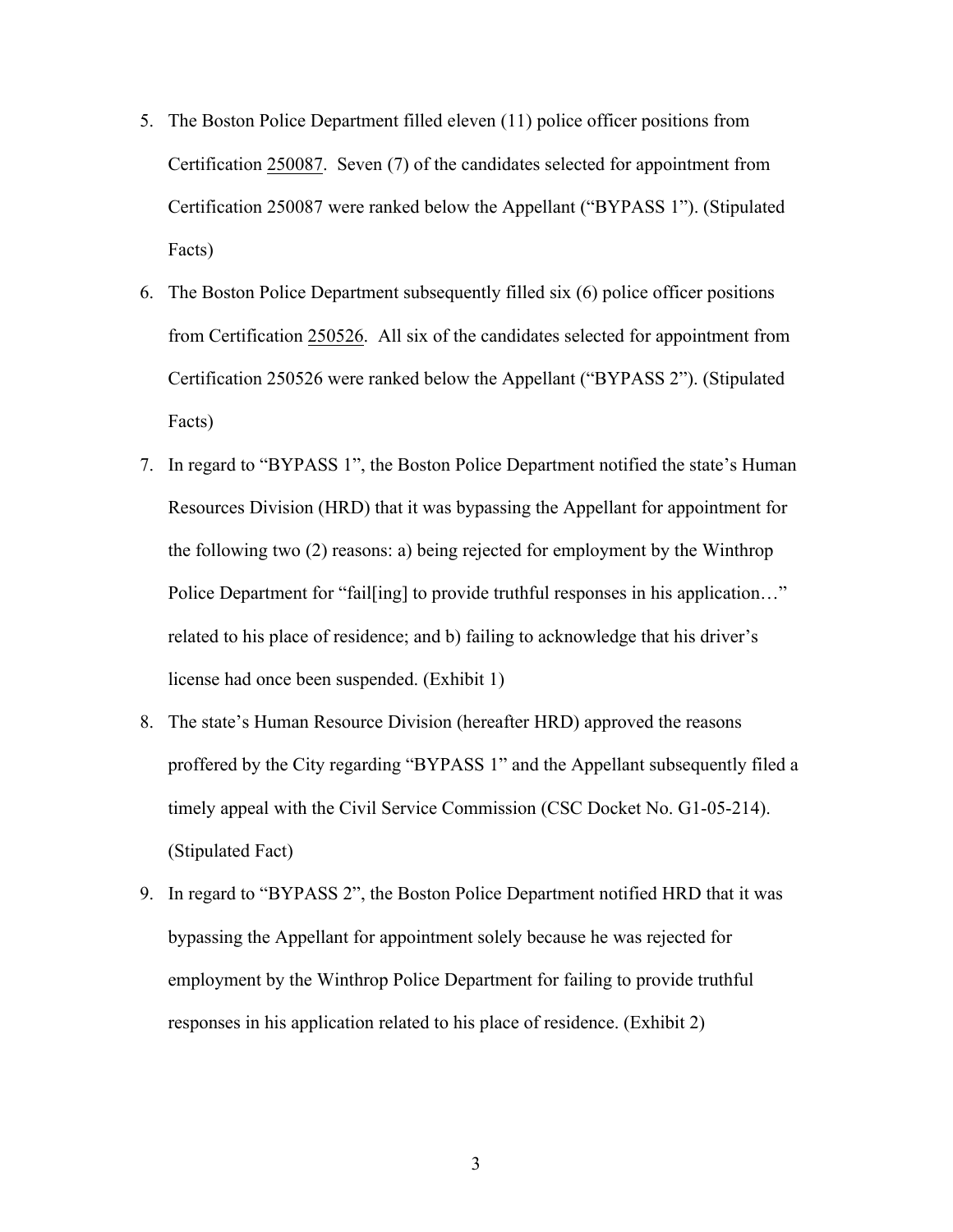5. The Boston Police Department filled eleven (11) police officer positions from Certification 250087. Seven (7) of the candidates selected for appointment from Certification 250087 were ranked below the Appellant ("BYPASS 1"). (Stipulated Facts)

6. The Boston Police Department subsequently filled six (6) police officer positions from Certification 250526. All six of the candidates selected for appointment from Certification 250526 were ranked below the Appellant ("BYPASS 2"). (Stipulated Facts)

7. In regard to "BYPASS 1", the Boston Police Department notified the state's Human Resources Division (HRD) that it was bypassing the Appellant for appointment for the following two (2) reasons: a) being rejected for employment by the Winthrop Police Department for "fail[ing] to provide truthful responses in his application…" related to his place of residence; and b) failing to acknowledge that his driver's license had once been suspended. (Exhibit 1)

8. The state's Human Resource Division (hereafter HRD) approved the reasons proffered by the City regarding "BYPASS 1" and the Appellant subsequently filed a timely appeal with the Civil Service Commission (CSC Docket No. G1-05-214). (Stipulated Fact)

9. In regard to "BYPASS 2", the Boston Police Department notified HRD that it was bypassing the Appellant for appointment solely because he was rejected for employment by the Winthrop Police Department for failing to provide truthful responses in his application related to his place of residence. (Exhibit 2)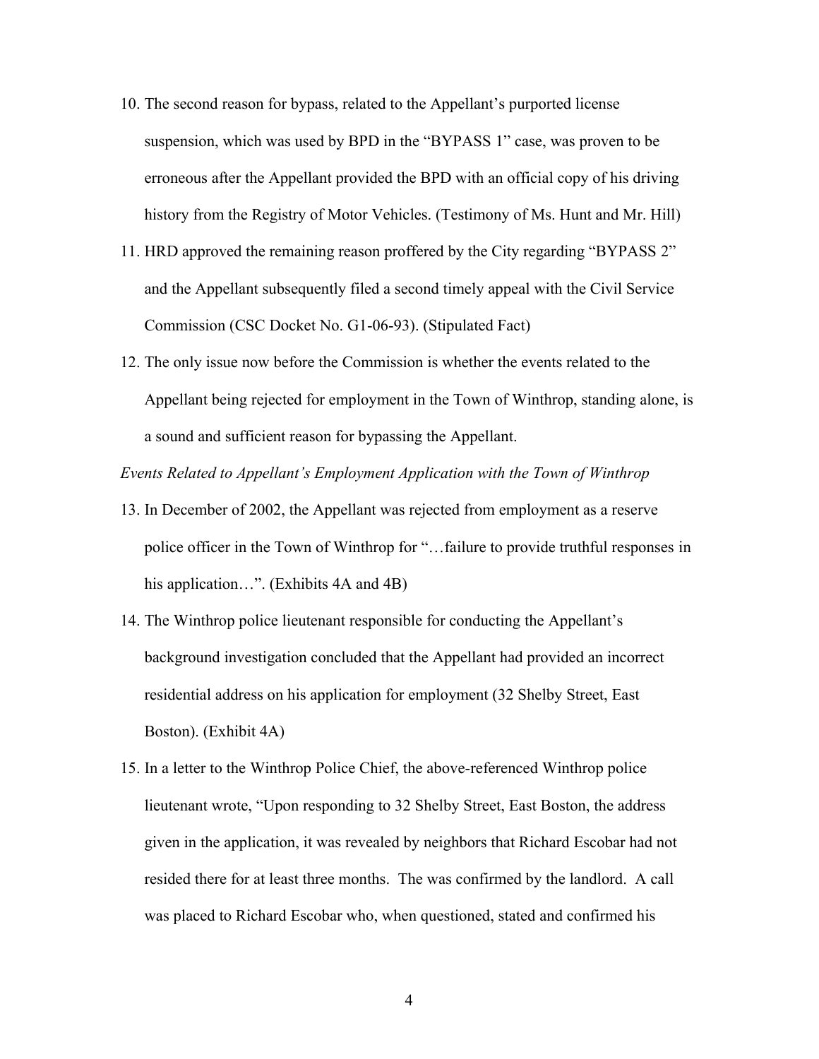10. The second reason for bypass, related to the Appellant's purported license suspension, which was used by BPD in the "BYPASS 1" case, was proven to be erroneous after the Appellant provided the BPD with an official copy of his driving history from the Registry of Motor Vehicles. (Testimony of Ms. Hunt and Mr. Hill)

11. HRD approved the remaining reason proffered by the City regarding "BYPASS 2" and the Appellant subsequently filed a second timely appeal with the Civil Service Commission (CSC Docket No. G1-06-93). (Stipulated Fact)

12. The only issue now before the Commission is whether the events related to the Appellant being rejected for employment in the Town of Winthrop, standing alone, is a sound and sufficient reason for bypassing the Appellant.

*Events Related to Appellant's Employment Application with the Town of Winthrop*

13. In December of 2002, the Appellant was rejected from employment as a reserve police officer in the Town of Winthrop for "…failure to provide truthful responses in his application…". (Exhibits 4A and 4B)

14. The Winthrop police lieutenant responsible for conducting the Appellant's background investigation concluded that the Appellant had provided an incorrect residential address on his application for employment (32 Shelby Street, East Boston). (Exhibit 4A)

15. In a letter to the Winthrop Police Chief, the above-referenced Winthrop police lieutenant wrote, "Upon responding to 32 Shelby Street, East Boston, the address given in the application, it was revealed by neighbors that Richard Escobar had not resided there for at least three months. The was confirmed by the landlord. A call was placed to Richard Escobar who, when questioned, stated and confirmed his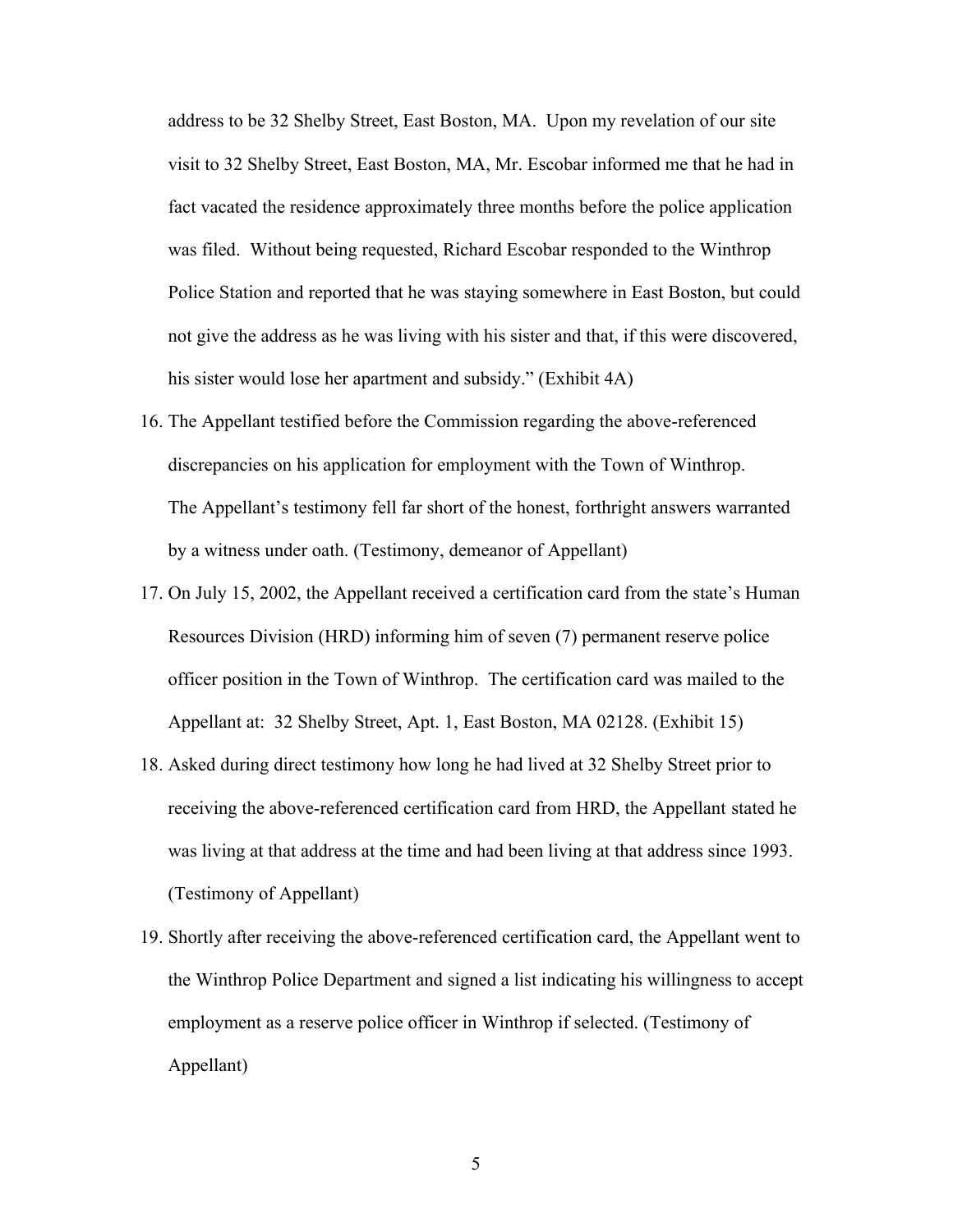address to be 32 Shelby Street, East Boston, MA. Upon my revelation of our site visit to 32 Shelby Street, East Boston, MA, Mr. Escobar informed me that he had in fact vacated the residence approximately three months before the police application was filed. Without being requested, Richard Escobar responded to the Winthrop Police Station and reported that he was staying somewhere in East Boston, but could not give the address as he was living with his sister and that, if this were discovered, his sister would lose her apartment and subsidy." (Exhibit 4A)

16. The Appellant testified before the Commission regarding the above-referenced discrepancies on his application for employment with the Town of Winthrop. The Appellant's testimony fell far short of the honest, forthright answers warranted by a witness under oath. (Testimony, demeanor of Appellant)
17. On July 15, 2002, the Appellant received a certification card from the state's Human Resources Division (HRD) informing him of seven (7) permanent reserve police officer position in the Town of Winthrop. The certification card was mailed to the Appellant at: 32 Shelby Street, Apt. 1, East Boston, MA 02128. (Exhibit 15)
18. Asked during direct testimony how long he had lived at 32 Shelby Street prior to receiving the above-referenced certification card from HRD, the Appellant stated he was living at that address at the time and had been living at that address since 1993. (Testimony of Appellant)
19. Shortly after receiving the above-referenced certification card, the Appellant went to the Winthrop Police Department and signed a list indicating his willingness to accept employment as a reserve police officer in Winthrop if selected. (Testimony of Appellant)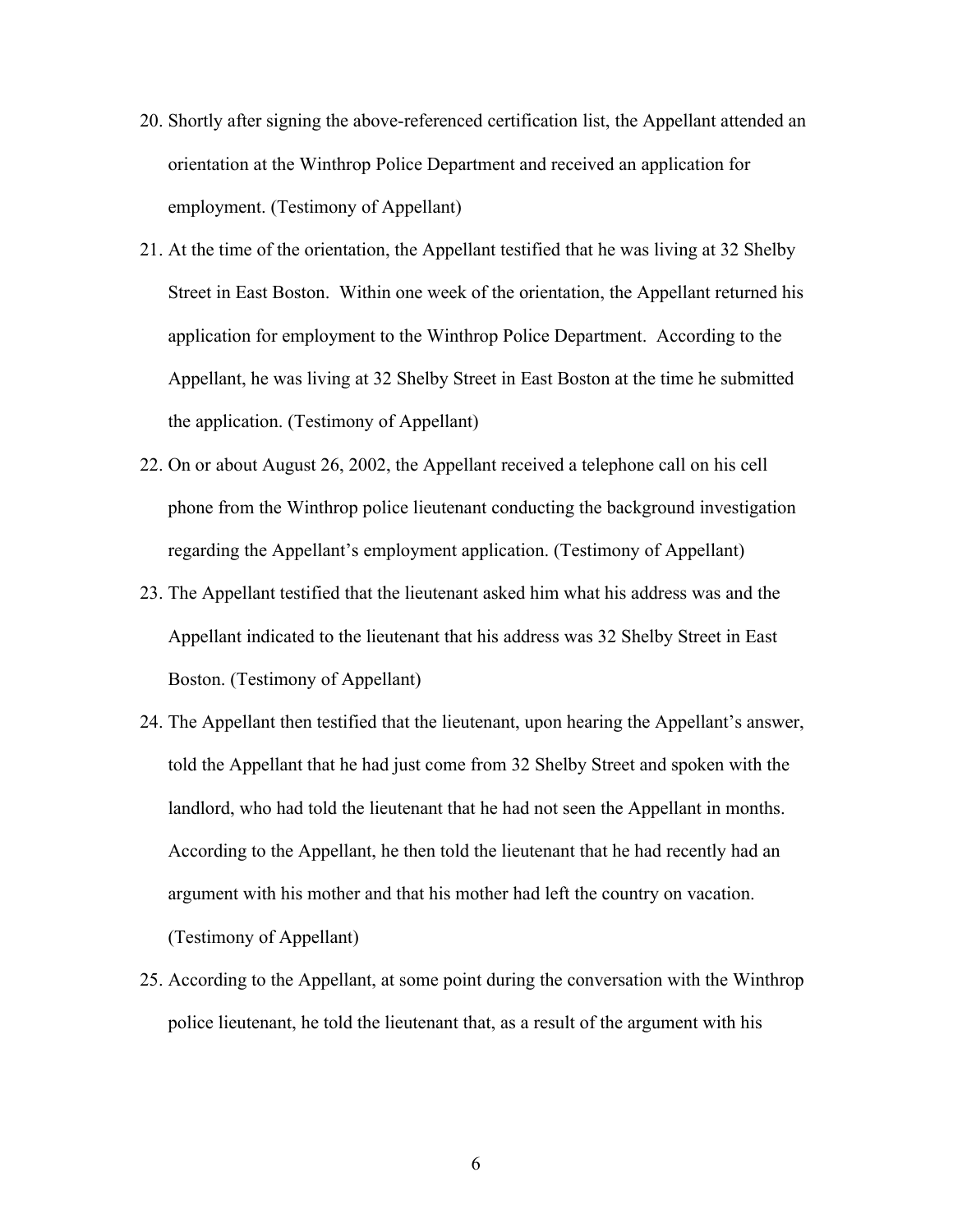20. Shortly after signing the above-referenced certification list, the Appellant attended an orientation at the Winthrop Police Department and received an application for employment. (Testimony of Appellant)
21. At the time of the orientation, the Appellant testified that he was living at 32 Shelby Street in East Boston. Within one week of the orientation, the Appellant returned his application for employment to the Winthrop Police Department. According to the Appellant, he was living at 32 Shelby Street in East Boston at the time he submitted the application. (Testimony of Appellant)
22. On or about August 26, 2002, the Appellant received a telephone call on his cell phone from the Winthrop police lieutenant conducting the background investigation regarding the Appellant's employment application. (Testimony of Appellant)
23. The Appellant testified that the lieutenant asked him what his address was and the Appellant indicated to the lieutenant that his address was 32 Shelby Street in East Boston. (Testimony of Appellant)
24. The Appellant then testified that the lieutenant, upon hearing the Appellant's answer, told the Appellant that he had just come from 32 Shelby Street and spoken with the landlord, who had told the lieutenant that he had not seen the Appellant in months. According to the Appellant, he then told the lieutenant that he had recently had an argument with his mother and that his mother had left the country on vacation. (Testimony of Appellant)
25. According to the Appellant, at some point during the conversation with the Winthrop police lieutenant, he told the lieutenant that, as a result of the argument with his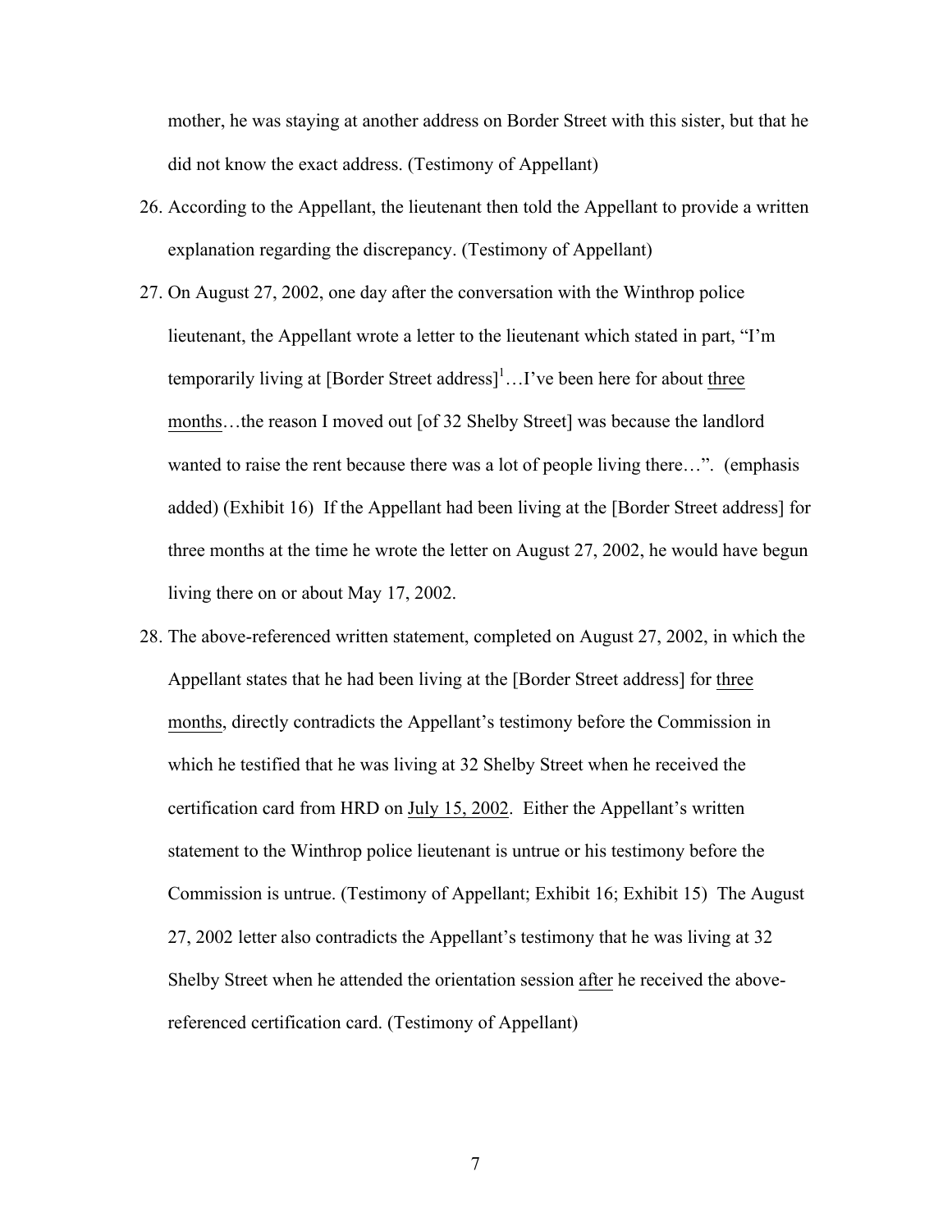mother, he was staying at another address on Border Street with this sister, but that he did not know the exact address. (Testimony of Appellant)

26. According to the Appellant, the lieutenant then told the Appellant to provide a written explanation regarding the discrepancy. (Testimony of Appellant)

27. On August 27, 2002, one day after the conversation with the Winthrop police lieutenant, the Appellant wrote a letter to the lieutenant which stated in part, "I'm temporarily living at [Border Street address][1]…I've been here for about <u>three months</u>…the reason I moved out [of 32 Shelby Street] was because the landlord wanted to raise the rent because there was a lot of people living there…". (emphasis added) (Exhibit 16) If the Appellant had been living at the [Border Street address] for three months at the time he wrote the letter on August 27, 2002, he would have begun living there on or about May 17, 2002.

28. The above-referenced written statement, completed on August 27, 2002, in which the Appellant states that he had been living at the [Border Street address] for <u>three months</u>, directly contradicts the Appellant's testimony before the Commission in which he testified that he was living at 32 Shelby Street when he received the certification card from HRD on <u>July 15, 2002</u>. Either the Appellant's written statement to the Winthrop police lieutenant is untrue or his testimony before the Commission is untrue. (Testimony of Appellant; Exhibit 16; Exhibit 15) The August 27, 2002 letter also contradicts the Appellant's testimony that he was living at 32 Shelby Street when he attended the orientation session <u>after</u> he received the above-referenced certification card. (Testimony of Appellant)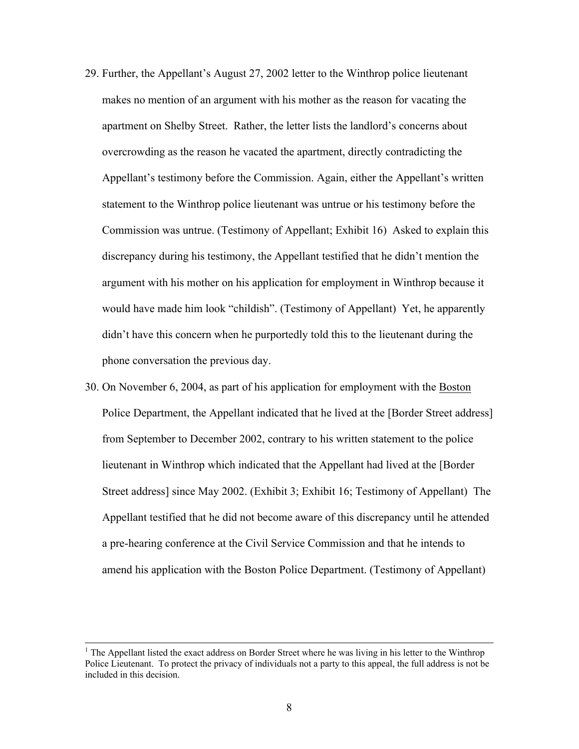29. Further, the Appellant's August 27, 2002 letter to the Winthrop police lieutenant makes no mention of an argument with his mother as the reason for vacating the apartment on Shelby Street. Rather, the letter lists the landlord's concerns about overcrowding as the reason he vacated the apartment, directly contradicting the Appellant's testimony before the Commission. Again, either the Appellant's written statement to the Winthrop police lieutenant was untrue or his testimony before the Commission was untrue. (Testimony of Appellant; Exhibit 16) Asked to explain this discrepancy during his testimony, the Appellant testified that he didn't mention the argument with his mother on his application for employment in Winthrop because it would have made him look "childish". (Testimony of Appellant) Yet, he apparently didn't have this concern when he purportedly told this to the lieutenant during the phone conversation the previous day.

30. On November 6, 2004, as part of his application for employment with the Boston Police Department, the Appellant indicated that he lived at the [Border Street address] from September to December 2002, contrary to his written statement to the police lieutenant in Winthrop which indicated that the Appellant had lived at the [Border Street address] since May 2002. (Exhibit 3; Exhibit 16; Testimony of Appellant) The Appellant testified that he did not become aware of this discrepancy until he attended a pre-hearing conference at the Civil Service Commission and that he intends to amend his application with the Boston Police Department. (Testimony of Appellant)

---

[1] The Appellant listed the exact address on Border Street where he was living in his letter to the Winthrop Police Lieutenant. To protect the privacy of individuals not a party to this appeal, the full address is not be included in this decision.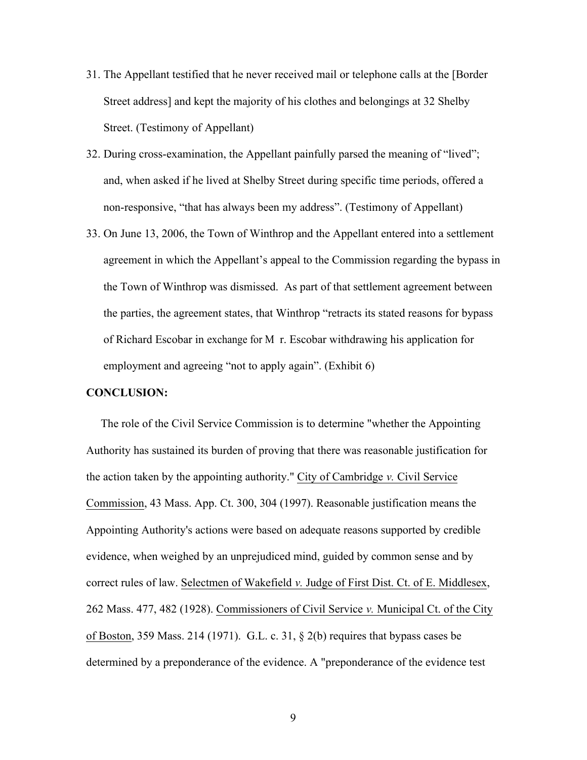31. The Appellant testified that he never received mail or telephone calls at the [Border Street address] and kept the majority of his clothes and belongings at 32 Shelby Street. (Testimony of Appellant)

32. During cross-examination, the Appellant painfully parsed the meaning of "lived"; and, when asked if he lived at Shelby Street during specific time periods, offered a non-responsive, "that has always been my address". (Testimony of Appellant)

33. On June 13, 2006, the Town of Winthrop and the Appellant entered into a settlement agreement in which the Appellant's appeal to the Commission regarding the bypass in the Town of Winthrop was dismissed. As part of that settlement agreement between the parties, the agreement states, that Winthrop "retracts its stated reasons for bypass of Richard Escobar in exchange for M r. Escobar withdrawing his application for employment and agreeing "not to apply again". (Exhibit 6)

**CONCLUSION:**

The role of the Civil Service Commission is to determine "whether the Appointing Authority has sustained its burden of proving that there was reasonable justification for the action taken by the appointing authority." City of Cambridge *v.* Civil Service Commission, 43 Mass. App. Ct. 300, 304 (1997). Reasonable justification means the Appointing Authority's actions were based on adequate reasons supported by credible evidence, when weighed by an unprejudiced mind, guided by common sense and by correct rules of law. Selectmen of Wakefield *v.* Judge of First Dist. Ct. of E. Middlesex, 262 Mass. 477, 482 (1928). Commissioners of Civil Service *v.* Municipal Ct. of the City of Boston, 359 Mass. 214 (1971). G.L. c. 31, § 2(b) requires that bypass cases be determined by a preponderance of the evidence. A "preponderance of the evidence test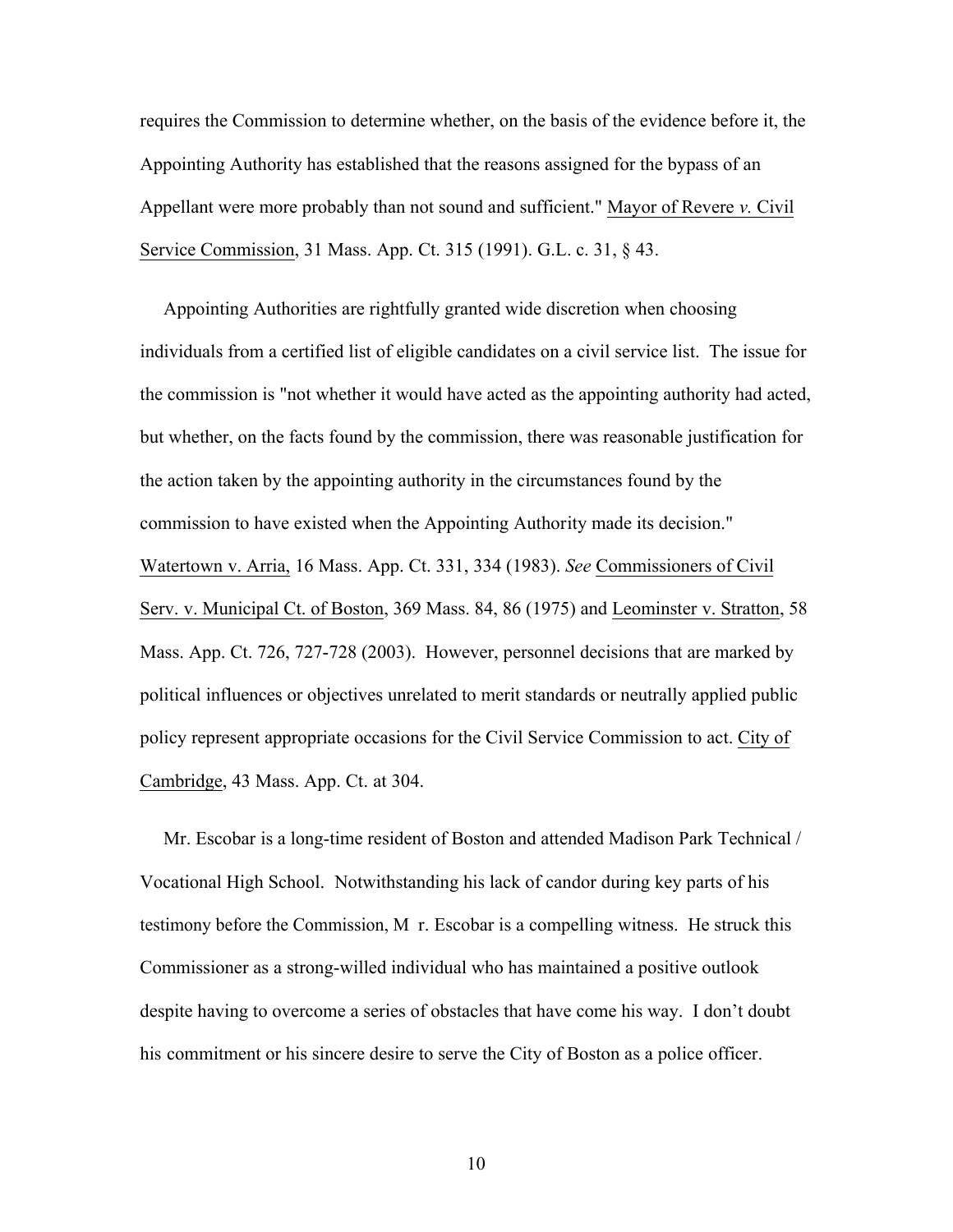requires the Commission to determine whether, on the basis of the evidence before it, the Appointing Authority has established that the reasons assigned for the bypass of an Appellant were more probably than not sound and sufficient." Mayor of Revere *v.* Civil Service Commission, 31 Mass. App. Ct. 315 (1991). G.L. c. 31, § 43.

Appointing Authorities are rightfully granted wide discretion when choosing individuals from a certified list of eligible candidates on a civil service list. The issue for the commission is "not whether it would have acted as the appointing authority had acted, but whether, on the facts found by the commission, there was reasonable justification for the action taken by the appointing authority in the circumstances found by the commission to have existed when the Appointing Authority made its decision." Watertown v. Arria, 16 Mass. App. Ct. 331, 334 (1983). *See* Commissioners of Civil Serv. v. Municipal Ct. of Boston, 369 Mass. 84, 86 (1975) and Leominster v. Stratton, 58 Mass. App. Ct. 726, 727-728 (2003). However, personnel decisions that are marked by political influences or objectives unrelated to merit standards or neutrally applied public policy represent appropriate occasions for the Civil Service Commission to act. City of Cambridge, 43 Mass. App. Ct. at 304.

Mr. Escobar is a long-time resident of Boston and attended Madison Park Technical / Vocational High School. Notwithstanding his lack of candor during key parts of his testimony before the Commission, M r. Escobar is a compelling witness. He struck this Commissioner as a strong-willed individual who has maintained a positive outlook despite having to overcome a series of obstacles that have come his way. I don't doubt his commitment or his sincere desire to serve the City of Boston as a police officer.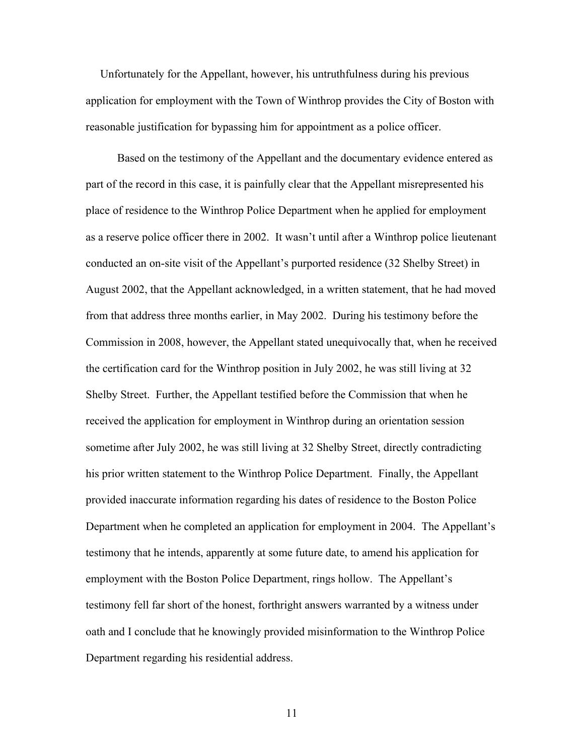Unfortunately for the Appellant, however, his untruthfulness during his previous application for employment with the Town of Winthrop provides the City of Boston with reasonable justification for bypassing him for appointment as a police officer.

Based on the testimony of the Appellant and the documentary evidence entered as part of the record in this case, it is painfully clear that the Appellant misrepresented his place of residence to the Winthrop Police Department when he applied for employment as a reserve police officer there in 2002. It wasn't until after a Winthrop police lieutenant conducted an on-site visit of the Appellant's purported residence (32 Shelby Street) in August 2002, that the Appellant acknowledged, in a written statement, that he had moved from that address three months earlier, in May 2002. During his testimony before the Commission in 2008, however, the Appellant stated unequivocally that, when he received the certification card for the Winthrop position in July 2002, he was still living at 32 Shelby Street. Further, the Appellant testified before the Commission that when he received the application for employment in Winthrop during an orientation session sometime after July 2002, he was still living at 32 Shelby Street, directly contradicting his prior written statement to the Winthrop Police Department. Finally, the Appellant provided inaccurate information regarding his dates of residence to the Boston Police Department when he completed an application for employment in 2004. The Appellant's testimony that he intends, apparently at some future date, to amend his application for employment with the Boston Police Department, rings hollow. The Appellant's testimony fell far short of the honest, forthright answers warranted by a witness under oath and I conclude that he knowingly provided misinformation to the Winthrop Police Department regarding his residential address.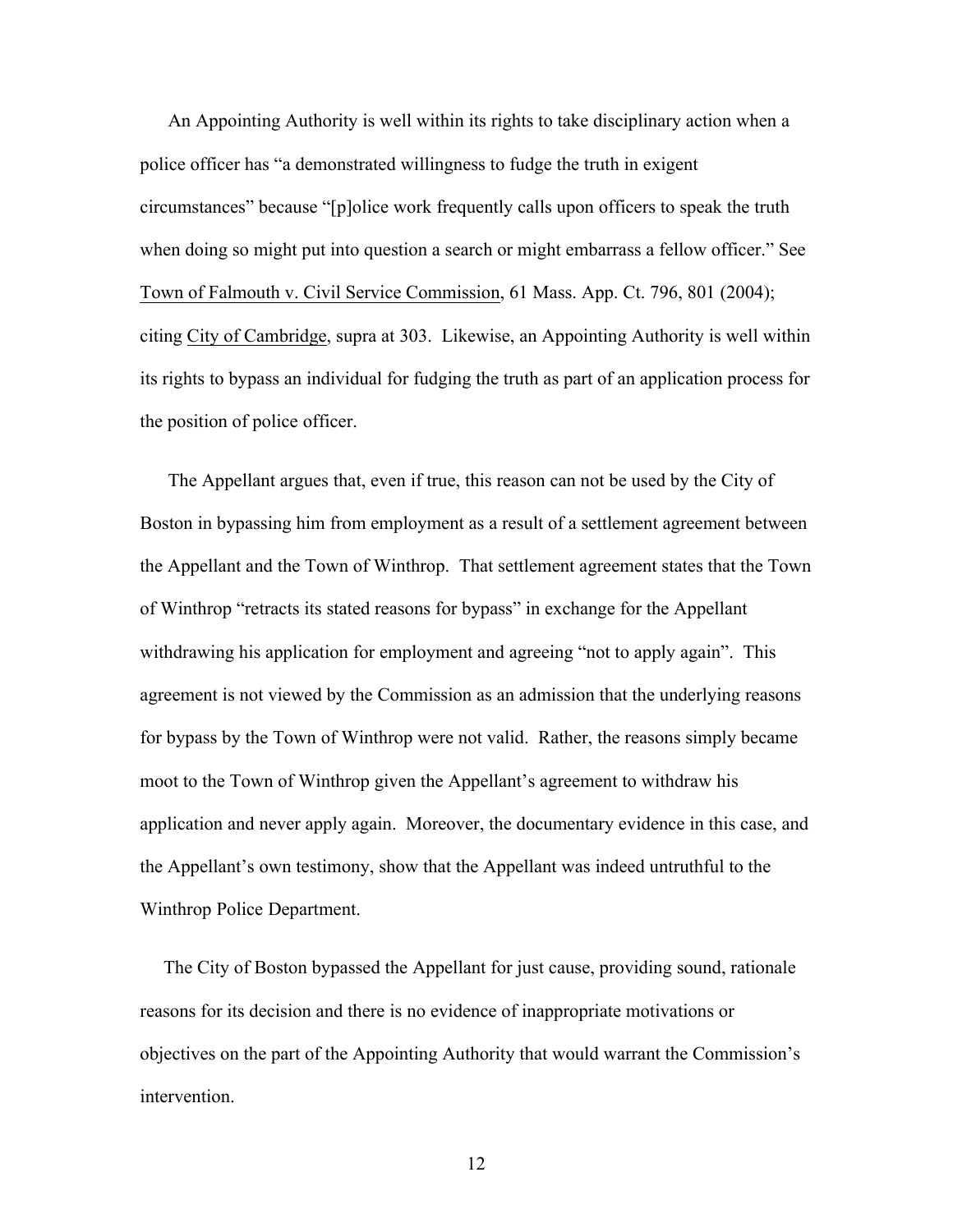An Appointing Authority is well within its rights to take disciplinary action when a police officer has "a demonstrated willingness to fudge the truth in exigent circumstances" because "[p]olice work frequently calls upon officers to speak the truth when doing so might put into question a search or might embarrass a fellow officer." See Town of Falmouth v. Civil Service Commission, 61 Mass. App. Ct. 796, 801 (2004); citing City of Cambridge, supra at 303. Likewise, an Appointing Authority is well within its rights to bypass an individual for fudging the truth as part of an application process for the position of police officer.

The Appellant argues that, even if true, this reason can not be used by the City of Boston in bypassing him from employment as a result of a settlement agreement between the Appellant and the Town of Winthrop. That settlement agreement states that the Town of Winthrop "retracts its stated reasons for bypass" in exchange for the Appellant withdrawing his application for employment and agreeing "not to apply again". This agreement is not viewed by the Commission as an admission that the underlying reasons for bypass by the Town of Winthrop were not valid. Rather, the reasons simply became moot to the Town of Winthrop given the Appellant's agreement to withdraw his application and never apply again. Moreover, the documentary evidence in this case, and the Appellant's own testimony, show that the Appellant was indeed untruthful to the Winthrop Police Department.

The City of Boston bypassed the Appellant for just cause, providing sound, rationale reasons for its decision and there is no evidence of inappropriate motivations or objectives on the part of the Appointing Authority that would warrant the Commission's intervention.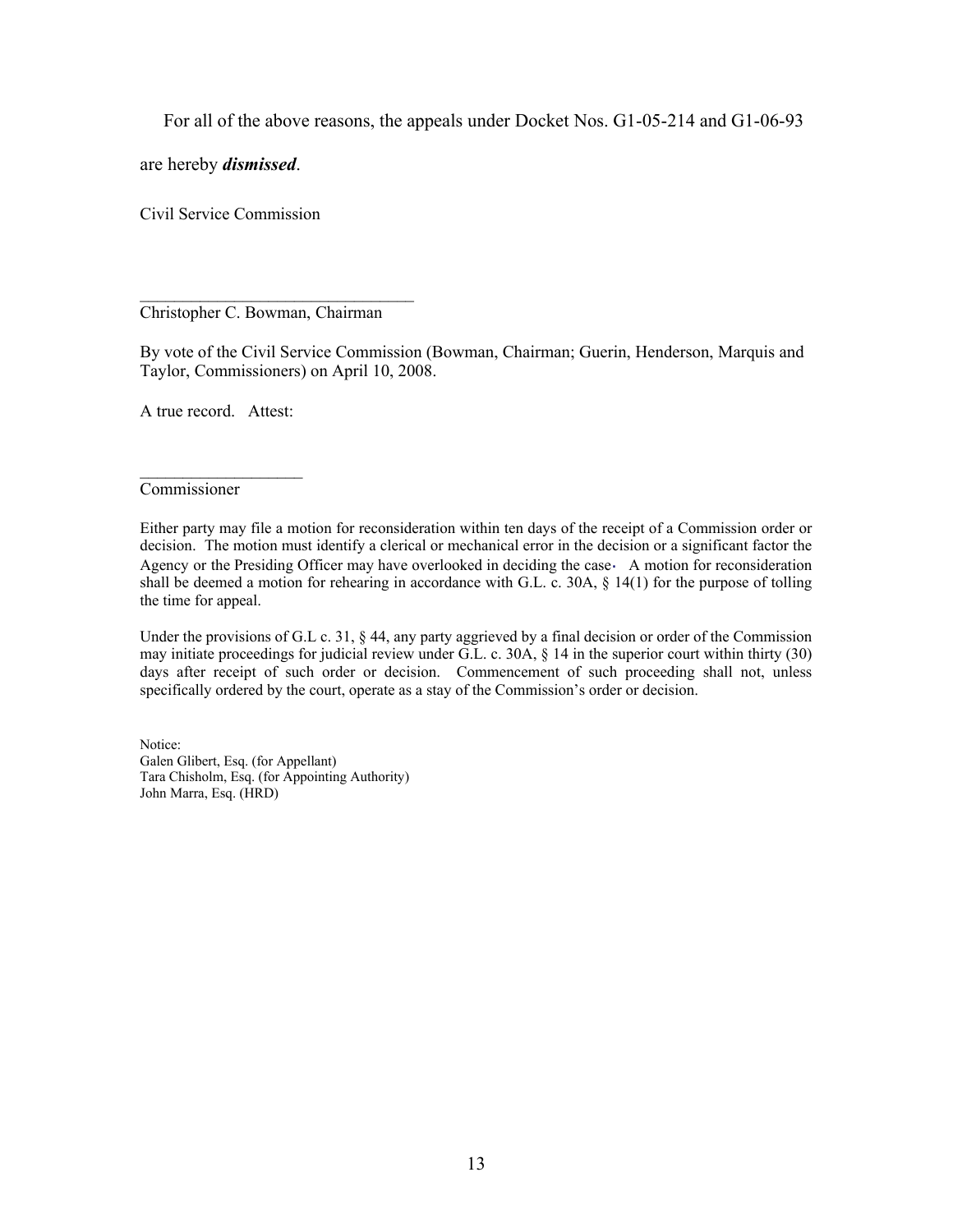For all of the above reasons, the appeals under Docket Nos. G1-05-214 and G1-06-93 are hereby ***dismissed***.

Civil Service Commission

\_\_\_\_\_\_\_\_\_\_\_\_\_\_\_\_\_\_\_\_\_\_\_\_\_\_\_\_\_\_\_\_
Christopher C. Bowman, Chairman

By vote of the Civil Service Commission (Bowman, Chairman; Guerin, Henderson, Marquis and Taylor, Commissioners) on April 10, 2008.

A true record. Attest:

\_\_\_\_\_\_\_\_\_\_\_\_\_\_\_\_\_\_\_
Commissioner

Either party may file a motion for reconsideration within ten days of the receipt of a Commission order or decision. The motion must identify a clerical or mechanical error in the decision or a significant factor the Agency or the Presiding Officer may have overlooked in deciding the case. A motion for reconsideration shall be deemed a motion for rehearing in accordance with G.L. c. 30A, § 14(1) for the purpose of tolling the time for appeal.

Under the provisions of G.L c. 31, § 44, any party aggrieved by a final decision or order of the Commission may initiate proceedings for judicial review under G.L. c. 30A, § 14 in the superior court within thirty (30) days after receipt of such order or decision. Commencement of such proceeding shall not, unless specifically ordered by the court, operate as a stay of the Commission's order or decision.

Notice:
Galen Glibert, Esq. (for Appellant)
Tara Chisholm, Esq. (for Appointing Authority)
John Marra, Esq. (HRD)